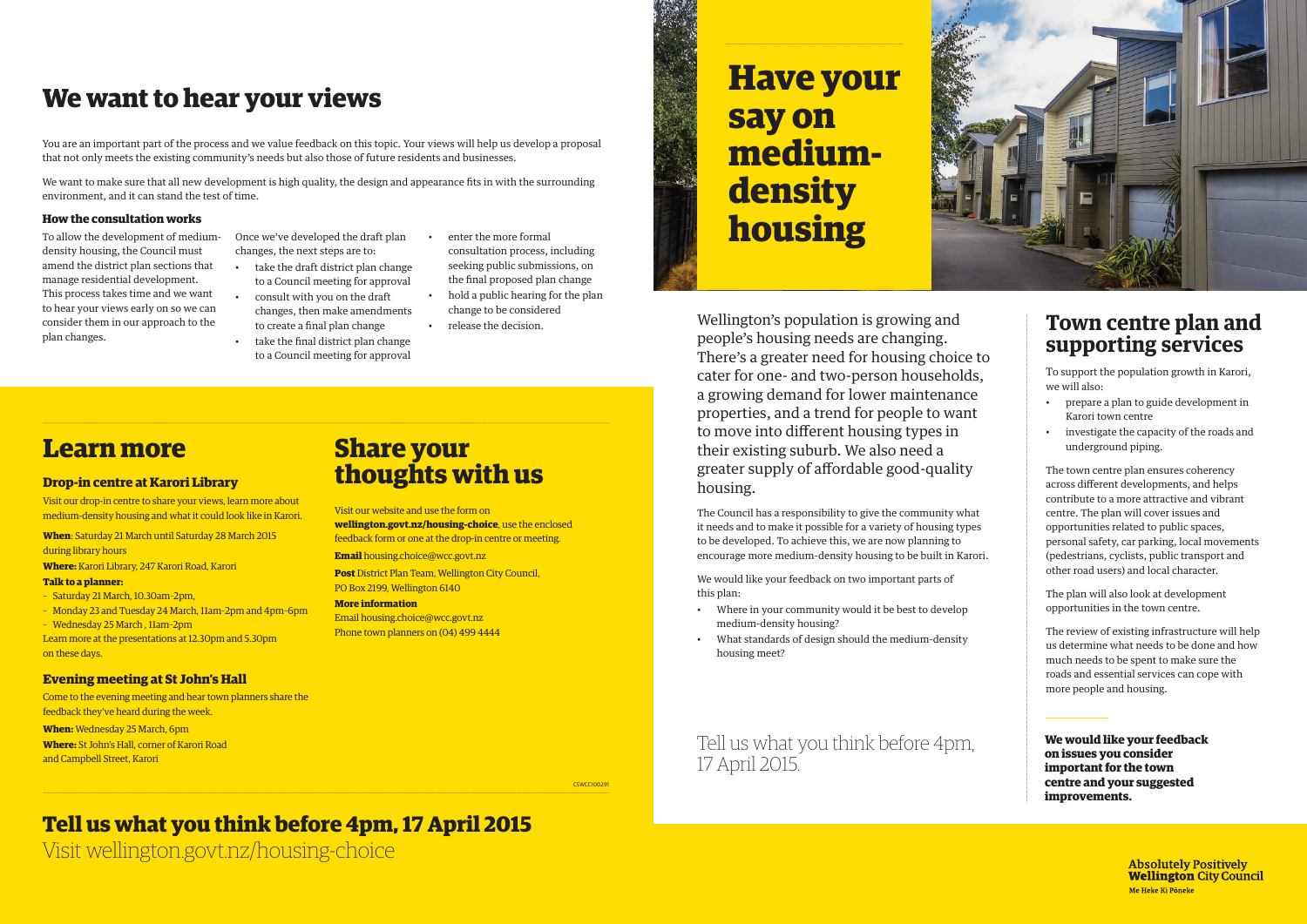# Have your say on medium-density housing

Wellington's population is growing and people's housing needs are changing. There's a greater need for housing choice to cater for one- and two-person households, a growing demand for lower maintenance properties, and a trend for people to want to move into different housing types in their existing suburb. We also need a greater supply of affordable good-quality housing.

The Council has a responsibility to give the community what it needs and to make it possible for a variety of housing types to be developed. To achieve this, we are now planning to encourage more medium-density housing to be built in Karori.

We would like your feedback on two important parts of this plan:

- Where in your community would it be best to develop medium-density housing?
- What standards of design should the medium-density housing meet?

Tell us what you think before 4pm, 17 April 2015.

## Town centre plan and supporting services

To support the population growth in Karori, we will also:

- prepare a plan to guide development in Karori town centre
- investigate the capacity of the roads and underground piping.

The town centre plan ensures coherency across different developments, and helps contribute to a more attractive and vibrant centre. The plan will cover issues and opportunities related to public spaces, personal safety, car parking, local movements (pedestrians, cyclists, public transport and other road users) and local character.

The plan will also look at development opportunities in the town centre.

The review of existing infrastructure will help us determine what needs to be done and how much needs to be spent to make sure the roads and essential services can cope with more people and housing.

**We would like your feedback on issues you consider important for the town centre and your suggested improvements.**

## We want to hear your views

You are an important part of the process and we value feedback on this topic. Your views will help us develop a proposal that not only meets the existing community's needs but also those of future residents and businesses.

We want to make sure that all new development is high quality, the design and appearance fits in with the surrounding environment, and it can stand the test of time.

### How the consultation works

To allow the development of medium-density housing, the Council must amend the district plan sections that manage residential development. This process takes time and we want to hear your views early on so we can consider them in our approach to the plan changes.

Once we've developed the draft plan changes, the next steps are to:

- take the draft district plan change to a Council meeting for approval
- consult with you on the draft changes, then make amendments to create a final plan change
- take the final district plan change to a Council meeting for approval
- enter the more formal consultation process, including seeking public submissions, on the final proposed plan change
- hold a public hearing for the plan change to be considered
- release the decision.

## Learn more

### Drop-in centre at Karori Library

Visit our drop-in centre to share your views, learn more about medium-density housing and what it could look like in Karori.

**When**: Saturday 21 March until Saturday 28 March 2015 during library hours

**Where:** Karori Library, 247 Karori Road, Karori

**Talk to a planner:**

- Saturday 21 March, 10.30am–2pm,
- Monday 23 and Tuesday 24 March, 11am–2pm and 4pm–6pm
- Wednesday 25 March , 11am–2pm

Learn more at the presentations at 12.30pm and 5.30pm on these days.

### Evening meeting at St John's Hall

Come to the evening meeting and hear town planners share the feedback they've heard during the week.

**When:** Wednesday 25 March, 6pm

**Where:** St John's Hall, corner of Karori Road and Campbell Street, Karori

## Share your thoughts with us

Visit our website and use the form on **wellington.govt.nz/housing-choice**, use the enclosed feedback form or one at the drop-in centre or meeting.

**Email** housing.choice@wcc.govt.nz

**Post** District Plan Team, Wellington City Council, PO Box 2199, Wellington 6140

**More information**

Email housing.choice@wcc.govt.nz

Phone town planners on (04) 499 4444

CSWCC100291

## Tell us what you think before 4pm, 17 April 2015

Visit wellington.govt.nz/housing-choice

**Absolutely Positively Wellington City Council**
Me Heke Ki Pōneke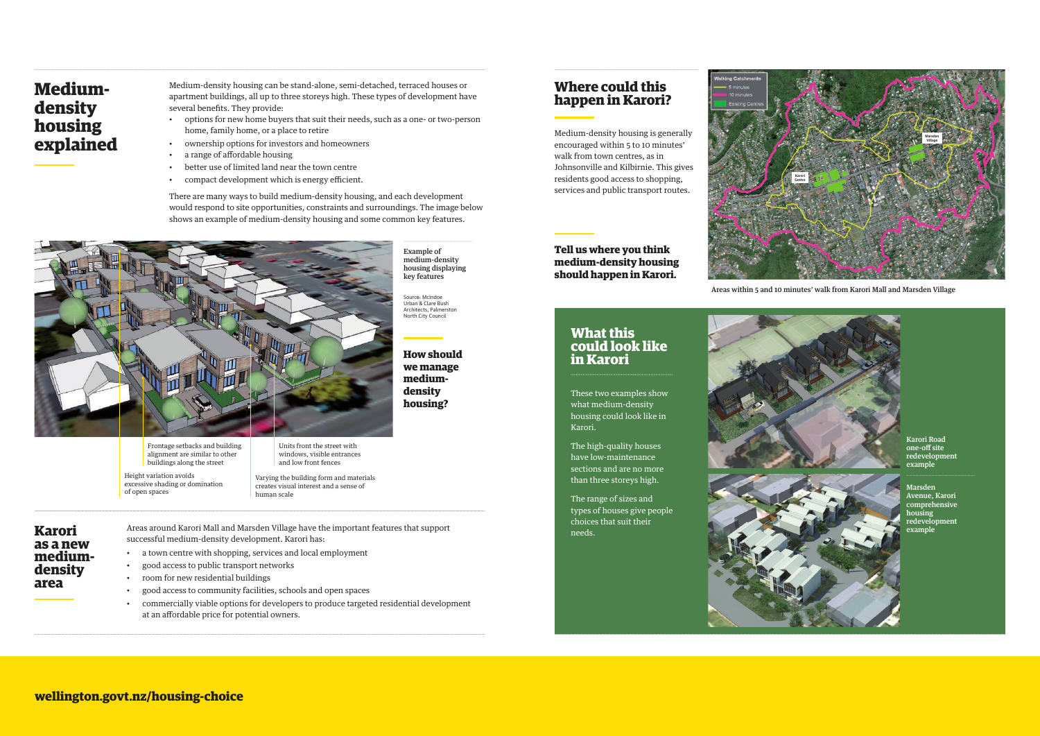# Medium-density housing explained

Medium-density housing can be stand-alone, semi-detached, terraced houses or apartment buildings, all up to three storeys high. These types of development have several benefits. They provide:

- options for new home buyers that suit their needs, such as a one- or two-person home, family home, or a place to retire
- ownership options for investors and homeowners
- a range of affordable housing
- better use of limited land near the town centre
- compact development which is energy efficient.

There are many ways to build medium-density housing, and each development would respond to site opportunities, constraints and surroundings. The image below shows an example of medium-density housing and some common key features.

Frontage setbacks and building alignment are similar to other buildings along the street

Units front the street with windows, visible entrances and low front fences

Height variation avoids excessive shading or domination of open spaces

Varying the building form and materials creates visual interest and a sense of human scale

**Example of medium-density housing displaying key features**

Source: McIndoe Urban & Clare Bush Architects, Palmerston North City Council

## How should we manage medium-density housing?

# Karori as a new medium-density area

Areas around Karori Mall and Marsden Village have the important features that support successful medium-density development. Karori has:

- a town centre with shopping, services and local employment
- good access to public transport networks
- room for new residential buildings
- good access to community facilities, schools and open spaces
- commercially viable options for developers to produce targeted residential development at an affordable price for potential owners.

# Where could this happen in Karori?

Medium-density housing is generally encouraged within 5 to 10 minutes' walk from town centres, as in Johnsonville and Kilbirnie. This gives residents good access to shopping, services and public transport routes.

## Tell us where you think medium-density housing should happen in Karori.

Walking Catchments
5 minutes
10 minutes
Existing Centres
Marsden Village
Karori Centre

Areas within 5 and 10 minutes' walk from Karori Mall and Marsden Village

# What this could look like in Karori

These two examples show what medium-density housing could look like in Karori.

The high-quality houses have low-maintenance sections and are no more than three storeys high.

The range of sizes and types of houses give people choices that suit their needs.

**Karori Road one-off site redevelopment example**

**Marsden Avenue, Karori comprehensive housing redevelopment example**

**wellington.govt.nz/housing-choice**